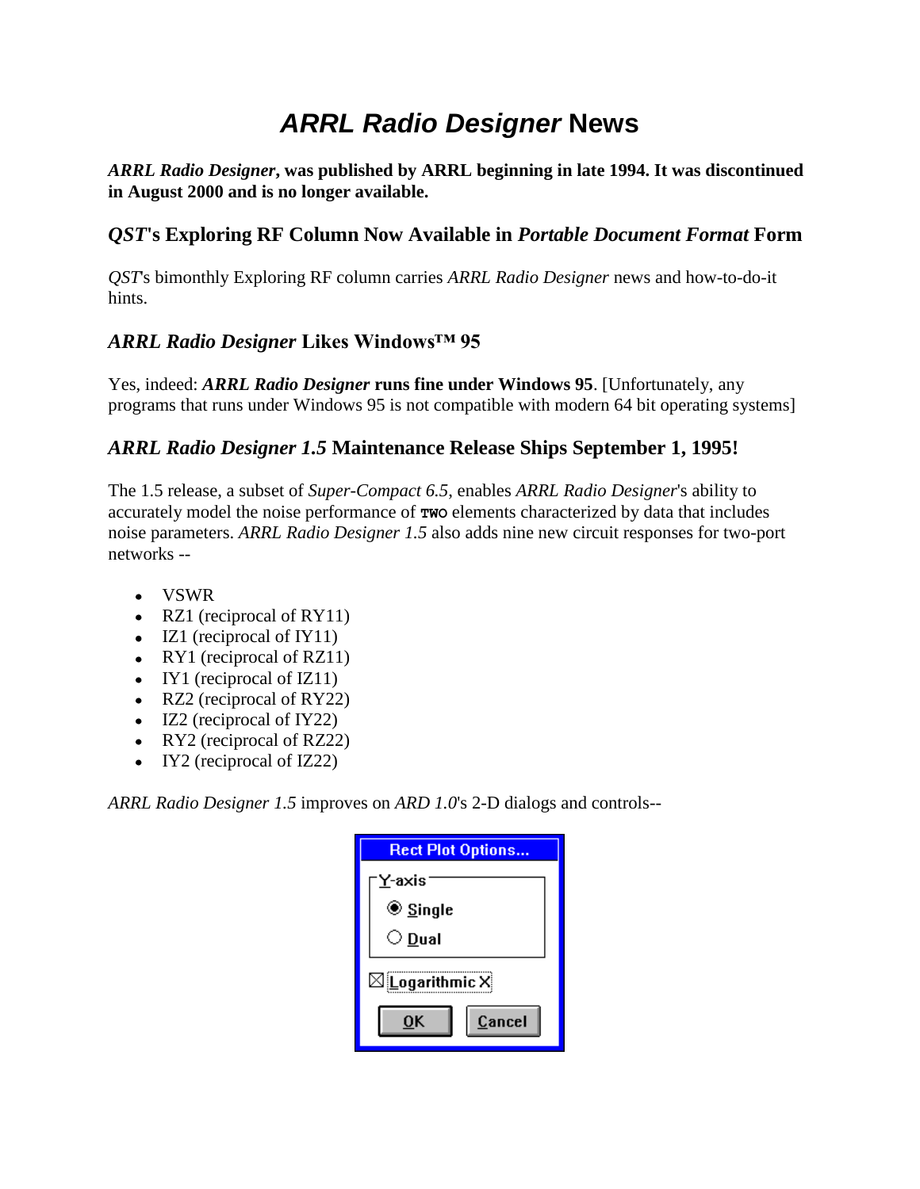# *ARRL Radio Designer* News

***ARRL Radio Designer*, was published by ARRL beginning in late 1994. It was discontinued in August 2000 and is no longer available.**

### *QST*'s Exploring RF Column Now Available in *Portable Document Format* Form

*QST*'s bimonthly Exploring RF column carries *ARRL Radio Designer* news and how-to-do-it hints.

### *ARRL Radio Designer* Likes Windows™ 95

Yes, indeed: ***ARRL Radio Designer* runs fine under Windows 95**. [Unfortunately, any programs that runs under Windows 95 is not compatible with modern 64 bit operating systems]

### *ARRL Radio Designer 1.5* Maintenance Release Ships September 1, 1995!

The 1.5 release, a subset of *Super-Compact 6.5*, enables *ARRL Radio Designer*'s ability to accurately model the noise performance of `TWO` elements characterized by data that includes noise parameters. *ARRL Radio Designer 1.5* also adds nine new circuit responses for two-port networks --

- VSWR
- RZ1 (reciprocal of RY11)
- IZ1 (reciprocal of IY11)
- RY1 (reciprocal of RZ11)
- IY1 (reciprocal of IZ11)
- RZ2 (reciprocal of RY22)
- IZ2 (reciprocal of IY22)
- RY2 (reciprocal of RZ22)
- IY2 (reciprocal of IZ22)

*ARRL Radio Designer 1.5* improves on *ARD 1.0*'s 2-D dialogs and controls--

Rect Plot Options...

Y-axis

Single

Dual

Logarithmic

OK

Cancel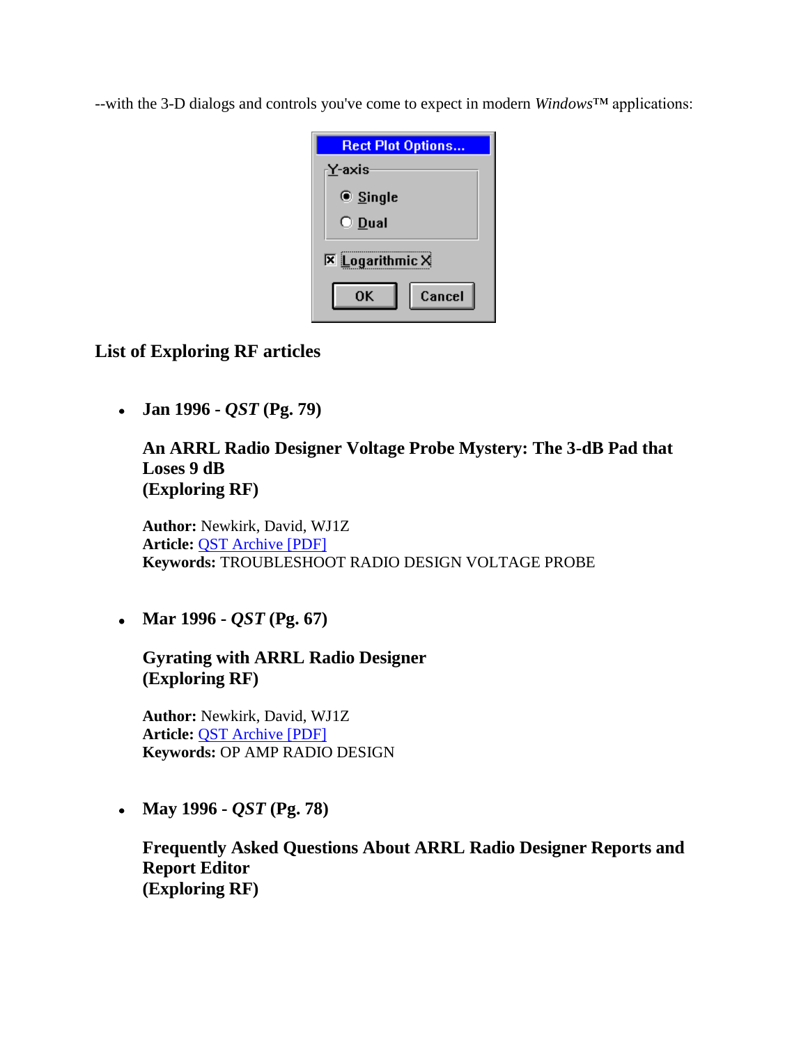--with the 3-D dialogs and controls you've come to expect in modern *Windows*™ applications:

### List of Exploring RF articles

- **Jan 1996 - *QST* (Pg. 79)**

  **An ARRL Radio Designer Voltage Probe Mystery: The 3-dB Pad that Loses 9 dB**
  **(Exploring RF)**

  **Author:** Newkirk, David, WJ1Z
  **Article:** QST Archive [PDF]
  **Keywords:** TROUBLESHOOT RADIO DESIGN VOLTAGE PROBE

- **Mar 1996 - *QST* (Pg. 67)**

  **Gyrating with ARRL Radio Designer**
  **(Exploring RF)**

  **Author:** Newkirk, David, WJ1Z
  **Article:** QST Archive [PDF]
  **Keywords:** OP AMP RADIO DESIGN

- **May 1996 - *QST* (Pg. 78)**

  **Frequently Asked Questions About ARRL Radio Designer Reports and Report Editor**
  **(Exploring RF)**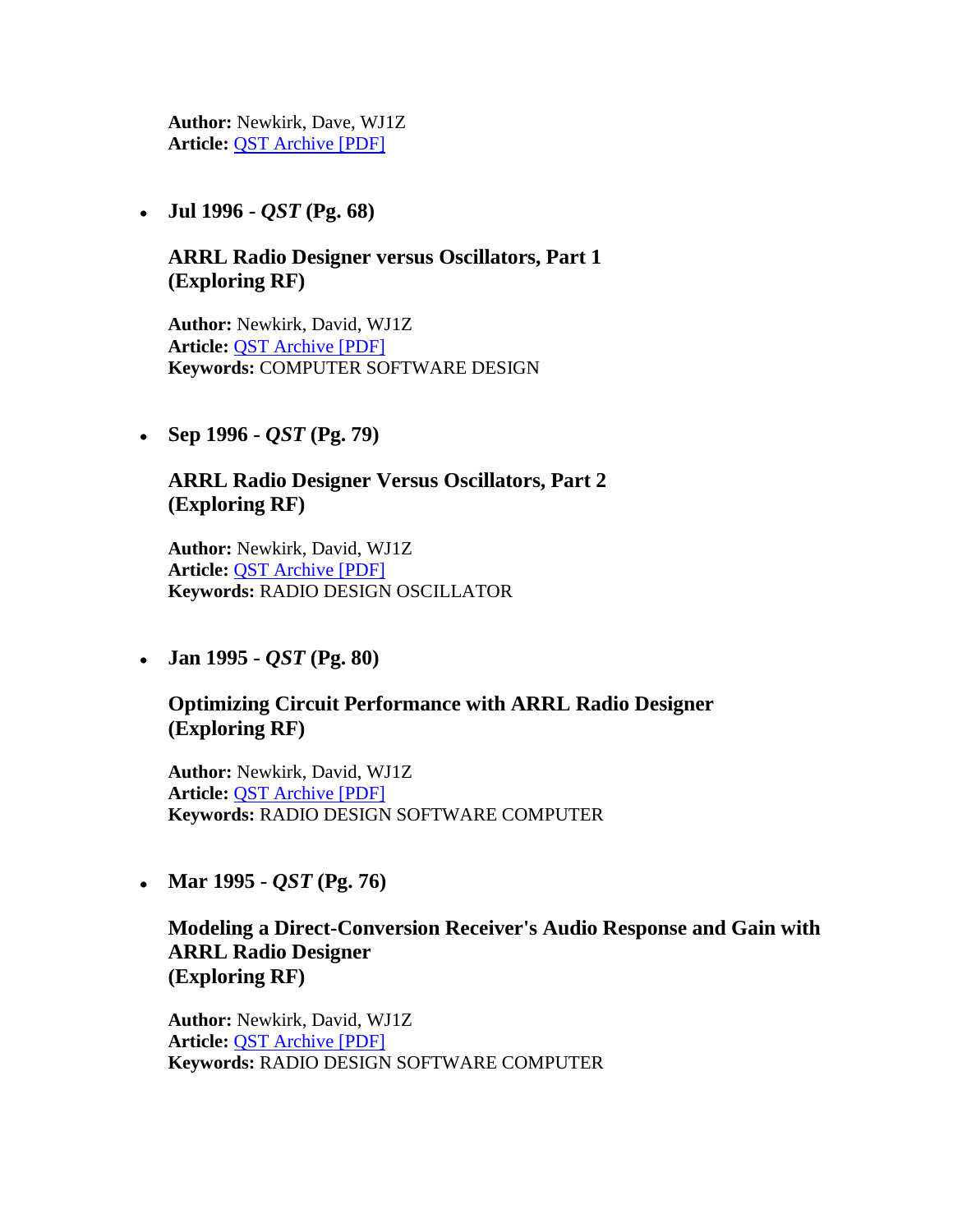**Author:** Newkirk, Dave, WJ1Z
**Article:** QST Archive [PDF]

- **Jul 1996 - *QST* (Pg. 68)**

  **ARRL Radio Designer versus Oscillators, Part 1
  (Exploring RF)**

  **Author:** Newkirk, David, WJ1Z
  **Article:** QST Archive [PDF]
  **Keywords:** COMPUTER SOFTWARE DESIGN

- **Sep 1996 - *QST* (Pg. 79)**

  **ARRL Radio Designer Versus Oscillators, Part 2
  (Exploring RF)**

  **Author:** Newkirk, David, WJ1Z
  **Article:** QST Archive [PDF]
  **Keywords:** RADIO DESIGN OSCILLATOR

- **Jan 1995 - *QST* (Pg. 80)**

  **Optimizing Circuit Performance with ARRL Radio Designer
  (Exploring RF)**

  **Author:** Newkirk, David, WJ1Z
  **Article:** QST Archive [PDF]
  **Keywords:** RADIO DESIGN SOFTWARE COMPUTER

- **Mar 1995 - *QST* (Pg. 76)**

  **Modeling a Direct-Conversion Receiver's Audio Response and Gain with ARRL Radio Designer
  (Exploring RF)**

  **Author:** Newkirk, David, WJ1Z
  **Article:** QST Archive [PDF]
  **Keywords:** RADIO DESIGN SOFTWARE COMPUTER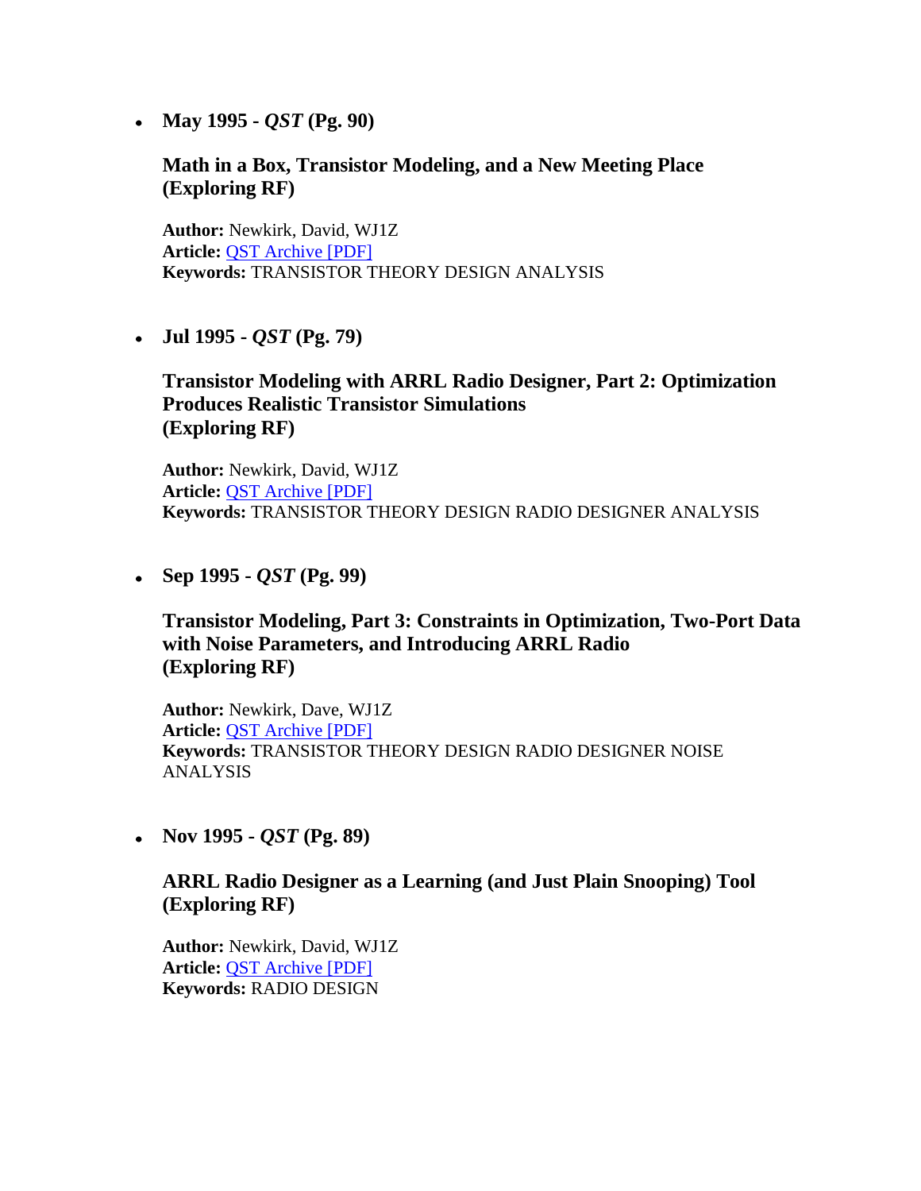- **May 1995 - *QST* (Pg. 90)**

  **Math in a Box, Transistor Modeling, and a New Meeting Place (Exploring RF)**

  **Author:** Newkirk, David, WJ1Z
  **Article:** QST Archive [PDF]
  **Keywords:** TRANSISTOR THEORY DESIGN ANALYSIS

- **Jul 1995 - *QST* (Pg. 79)**

  **Transistor Modeling with ARRL Radio Designer, Part 2: Optimization Produces Realistic Transistor Simulations (Exploring RF)**

  **Author:** Newkirk, David, WJ1Z
  **Article:** QST Archive [PDF]
  **Keywords:** TRANSISTOR THEORY DESIGN RADIO DESIGNER ANALYSIS

- **Sep 1995 - *QST* (Pg. 99)**

  **Transistor Modeling, Part 3: Constraints in Optimization, Two-Port Data with Noise Parameters, and Introducing ARRL Radio (Exploring RF)**

  **Author:** Newkirk, Dave, WJ1Z
  **Article:** QST Archive [PDF]
  **Keywords:** TRANSISTOR THEORY DESIGN RADIO DESIGNER NOISE ANALYSIS

- **Nov 1995 - *QST* (Pg. 89)**

  **ARRL Radio Designer as a Learning (and Just Plain Snooping) Tool (Exploring RF)**

  **Author:** Newkirk, David, WJ1Z
  **Article:** QST Archive [PDF]
  **Keywords:** RADIO DESIGN